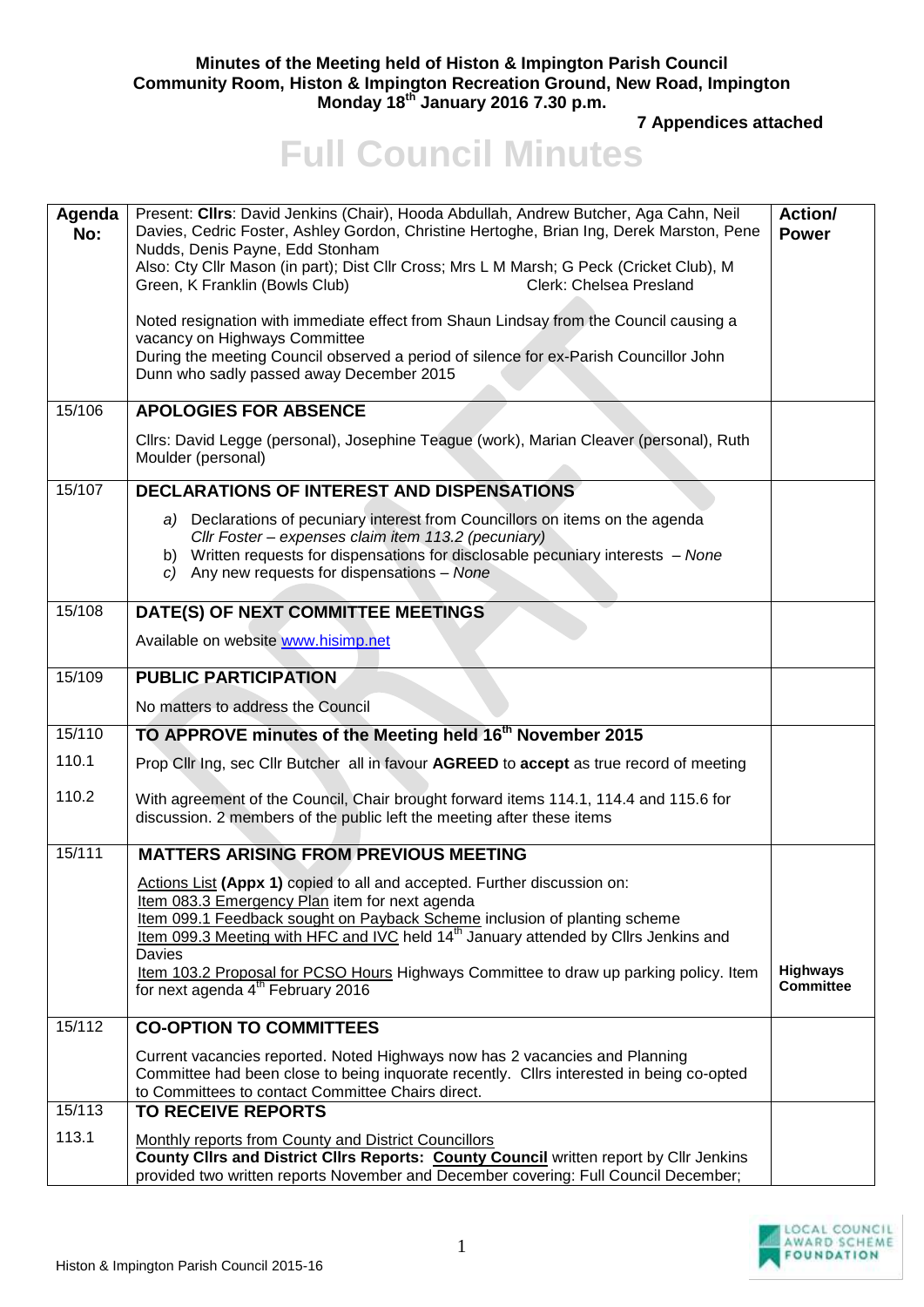**Minutes of the Meeting held of Histon & Impington Parish Council**
**Community Room, Histon & Impington Recreation Ground, New Road, Impington**
**Monday 18th January 2016 7.30 p.m.**

**7 Appendices attached**

# Full Council Minutes

| Agenda No: | Present: **Cllrs**: David Jenkins (Chair), Hooda Abdullah, Andrew Butcher, Aga Cahn, Neil Davies, Cedric Foster, Ashley Gordon, Christine Hertoghe, Brian Ing, Derek Marston, Pene Nudds, Denis Payne, Edd Stonham<br>Also: Cty Cllr Mason (in part); Dist Cllr Cross; Mrs L M Marsh; G Peck (Cricket Club), M Green, K Franklin (Bowls Club) Clerk: Chelsea Presland<br><br>Noted resignation with immediate effect from Shaun Lindsay from the Council causing a vacancy on Highways Committee<br>During the meeting Council observed a period of silence for ex-Parish Councillor John Dunn who sadly passed away December 2015 | **Action/ Power** |
|---|---|---|
| 15/106 | **APOLOGIES FOR ABSENCE**<br><br>Cllrs: David Legge (personal), Josephine Teague (work), Marian Cleaver (personal), Ruth Moulder (personal) | |
| 15/107 | **DECLARATIONS OF INTEREST AND DISPENSATIONS**<br><br>*a)* Declarations of pecuniary interest from Councillors on items on the agenda<br>*Cllr Foster – expenses claim item 113.2 (pecuniary)*<br>b) Written requests for dispensations for disclosable pecuniary interests – *None*<br>*c)* Any new requests for dispensations – *None* | |
| 15/108 | **DATE(S) OF NEXT COMMITTEE MEETINGS**<br><br>Available on website www.hisimp.net | |
| 15/109 | **PUBLIC PARTICIPATION**<br><br>No matters to address the Council | |
| 15/110 | **TO APPROVE minutes of the Meeting held 16th November 2015** | |
| 110.1 | Prop Cllr Ing, sec Cllr Butcher all in favour **AGREED** to **accept** as true record of meeting | |
| 110.2 | With agreement of the Council, Chair brought forward items 114.1, 114.4 and 115.6 for discussion. 2 members of the public left the meeting after these items | |
| 15/111 | **MATTERS ARISING FROM PREVIOUS MEETING**<br><br>Actions List **(Appx 1)** copied to all and accepted. Further discussion on:<br>Item 083.3 Emergency Plan item for next agenda<br>Item 099.1 Feedback sought on Payback Scheme inclusion of planting scheme<br>Item 099.3 Meeting with HFC and IVC held 14th January attended by Cllrs Jenkins and Davies<br>Item 103.2 Proposal for PCSO Hours Highways Committee to draw up parking policy. Item for next agenda 4th February 2016 | **Highways Committee** |
| 15/112 | **CO-OPTION TO COMMITTEES**<br><br>Current vacancies reported. Noted Highways now has 2 vacancies and Planning Committee had been close to being inquorate recently. Cllrs interested in being co-opted to Committees to contact Committee Chairs direct. | |
| 15/113 | **TO RECEIVE REPORTS** | |
| 113.1 | Monthly reports from County and District Councillors<br>**County Cllrs and District Cllrs Reports: County Council** written report by Cllr Jenkins provided two written reports November and December covering: Full Council December; | |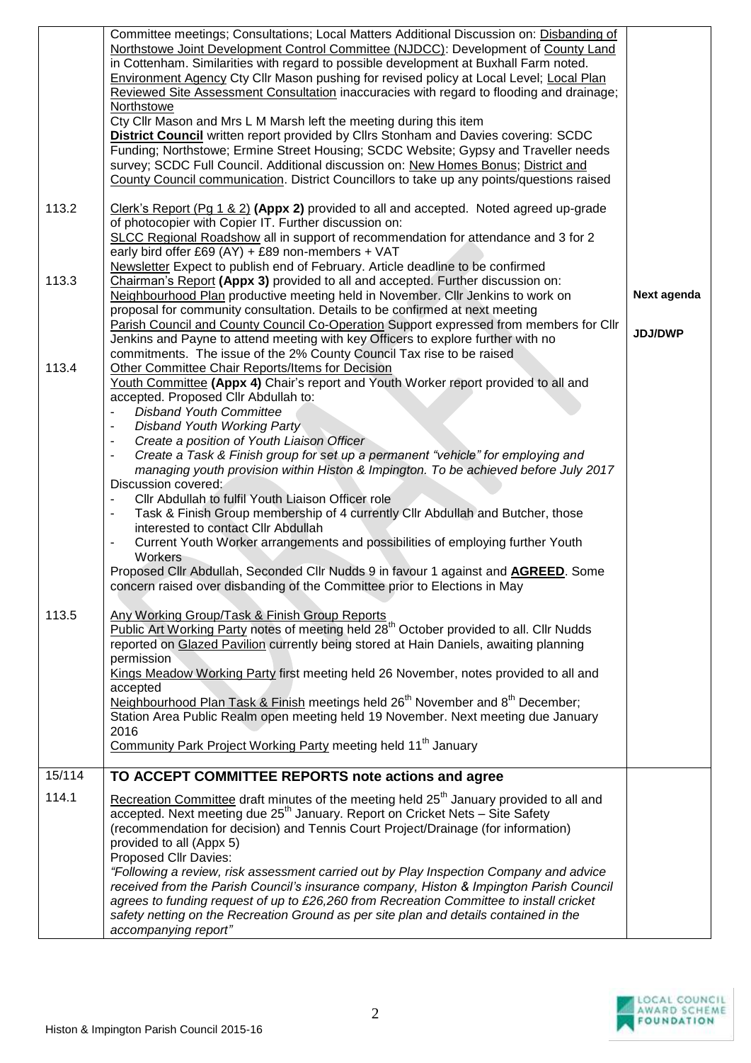| | | |
|---|---|---|
| | Committee meetings; Consultations; Local Matters Additional Discussion on: Disbanding of Northstowe Joint Development Control Committee (NJDCC): Development of County Land in Cottenham. Similarities with regard to possible development at Buxhall Farm noted. Environment Agency Cty Cllr Mason pushing for revised policy at Local Level; Local Plan Reviewed Site Assessment Consultation inaccuracies with regard to flooding and drainage; Northstowe<br>Cty Cllr Mason and Mrs L M Marsh left the meeting during this item<br>**District Council** written report provided by Cllrs Stonham and Davies covering: SCDC Funding; Northstowe; Ermine Street Housing; SCDC Website; Gypsy and Traveller needs survey; SCDC Full Council. Additional discussion on: New Homes Bonus; District and County Council communication. District Councillors to take up any points/questions raised | |
| 113.2 | Clerk's Report (Pg 1 & 2) **(Appx 2)** provided to all and accepted. Noted agreed up-grade of photocopier with Copier IT. Further discussion on:<br>SLCC Regional Roadshow all in support of recommendation for attendance and 3 for 2 early bird offer £69 (AY) + £89 non-members + VAT<br>Newsletter Expect to publish end of February. Article deadline to be confirmed | |
| 113.3 | Chairman's Report **(Appx 3)** provided to all and accepted. Further discussion on:<br>Neighbourhood Plan productive meeting held in November. Cllr Jenkins to work on proposal for community consultation. Details to be confirmed at next meeting<br>Parish Council and County Council Co-Operation Support expressed from members for Cllr Jenkins and Payne to attend meeting with key Officers to explore further with no commitments. The issue of the 2% County Council Tax rise to be raised | **Next agenda**<br><br>**JDJ/DWP** |
| 113.4 | Other Committee Chair Reports/Items for Decision<br>Youth Committee **(Appx 4)** Chair's report and Youth Worker report provided to all and accepted. Proposed Cllr Abdullah to:<br>- *Disband Youth Committee*<br>- *Disband Youth Working Party*<br>- *Create a position of Youth Liaison Officer*<br>- *Create a Task & Finish group for set up a permanent "vehicle" for employing and managing youth provision within Histon & Impington. To be achieved before July 2017*<br>Discussion covered:<br>- Cllr Abdullah to fulfil Youth Liaison Officer role<br>- Task & Finish Group membership of 4 currently Cllr Abdullah and Butcher, those interested to contact Cllr Abdullah<br>- Current Youth Worker arrangements and possibilities of employing further Youth Workers<br>Proposed Cllr Abdullah, Seconded Cllr Nudds 9 in favour 1 against and **AGREED**. Some concern raised over disbanding of the Committee prior to Elections in May | |
| 113.5 | Any Working Group/Task & Finish Group Reports<br>Public Art Working Party notes of meeting held 28th October provided to all. Cllr Nudds reported on Glazed Pavilion currently being stored at Hain Daniels, awaiting planning permission<br>Kings Meadow Working Party first meeting held 26 November, notes provided to all and accepted<br>Neighbourhood Plan Task & Finish meetings held 26th November and 8th December; Station Area Public Realm open meeting held 19 November. Next meeting due January 2016<br>Community Park Project Working Party meeting held 11th January | |
| 15/114 | **TO ACCEPT COMMITTEE REPORTS note actions and agree** | |
| 114.1 | Recreation Committee draft minutes of the meeting held 25th January provided to all and accepted. Next meeting due 25th January. Report on Cricket Nets – Site Safety (recommendation for decision) and Tennis Court Project/Drainage (for information) provided to all (Appx 5)<br>Proposed Cllr Davies:<br>*"Following a review, risk assessment carried out by Play Inspection Company and advice received from the Parish Council's insurance company, Histon & Impington Parish Council agrees to funding request of up to £26,260 from Recreation Committee to install cricket safety netting on the Recreation Ground as per site plan and details contained in the accompanying report"* | |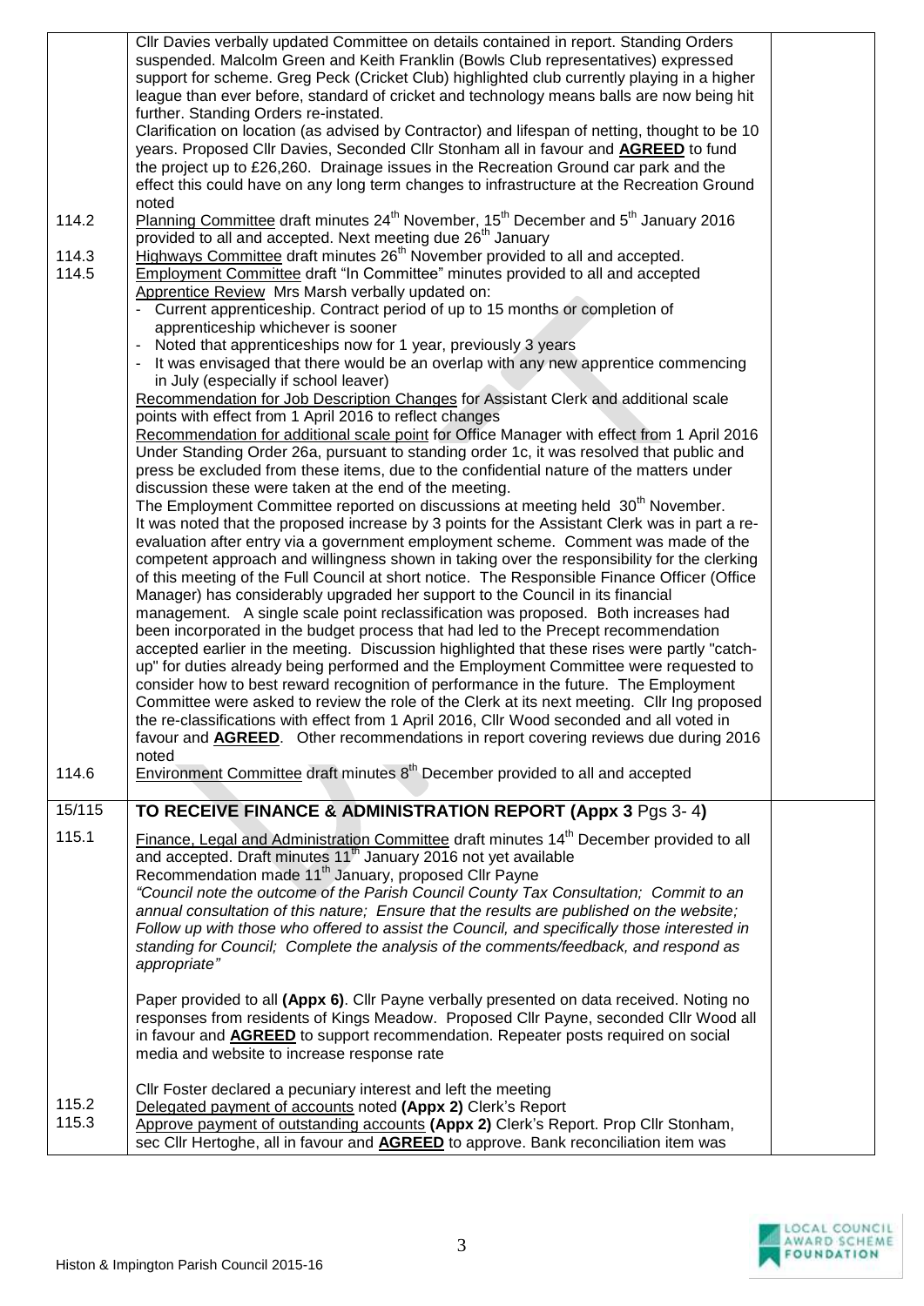| | | |
|---|---|---|
| | Cllr Davies verbally updated Committee on details contained in report. Standing Orders suspended. Malcolm Green and Keith Franklin (Bowls Club representatives) expressed support for scheme. Greg Peck (Cricket Club) highlighted club currently playing in a higher league than ever before, standard of cricket and technology means balls are now being hit further. Standing Orders re-instated.<br>Clarification on location (as advised by Contractor) and lifespan of netting, thought to be 10 years. Proposed Cllr Davies, Seconded Cllr Stonham all in favour and **AGREED** to fund the project up to £26,260. Drainage issues in the Recreation Ground car park and the effect this could have on any long term changes to infrastructure at the Recreation Ground noted | |
| 114.2 | Planning Committee draft minutes 24th November, 15th December and 5th January 2016 provided to all and accepted. Next meeting due 26th January | |
| 114.3 | Highways Committee draft minutes 26th November provided to all and accepted. | |
| 114.5 | Employment Committee draft "In Committee" minutes provided to all and accepted<br>Apprentice Review Mrs Marsh verbally updated on:<br>- Current apprenticeship. Contract period of up to 15 months or completion of apprenticeship whichever is sooner<br>- Noted that apprenticeships now for 1 year, previously 3 years<br>- It was envisaged that there would be an overlap with any new apprentice commencing in July (especially if school leaver)<br>Recommendation for Job Description Changes for Assistant Clerk and additional scale points with effect from 1 April 2016 to reflect changes<br>Recommendation for additional scale point for Office Manager with effect from 1 April 2016<br>Under Standing Order 26a, pursuant to standing order 1c, it was resolved that public and press be excluded from these items, due to the confidential nature of the matters under discussion these were taken at the end of the meeting.<br>The Employment Committee reported on discussions at meeting held 30th November. It was noted that the proposed increase by 3 points for the Assistant Clerk was in part a re-evaluation after entry via a government employment scheme. Comment was made of the competent approach and willingness shown in taking over the responsibility for the clerking of this meeting of the Full Council at short notice. The Responsible Finance Officer (Office Manager) has considerably upgraded her support to the Council in its financial management. A single scale point reclassification was proposed. Both increases had been incorporated in the budget process that had led to the Precept recommendation accepted earlier in the meeting. Discussion highlighted that these rises were partly "catch-up" for duties already being performed and the Employment Committee were requested to consider how to best reward recognition of performance in the future. The Employment Committee were asked to review the role of the Clerk at its next meeting. Cllr Ing proposed the re-classifications with effect from 1 April 2016, Cllr Wood seconded and all voted in favour and **AGREED**. Other recommendations in report covering reviews due during 2016 noted | |
| 114.6 | Environment Committee draft minutes 8th December provided to all and accepted | |
| 15/115 | **TO RECEIVE FINANCE & ADMINISTRATION REPORT (Appx 3 Pgs 3- 4)** | |
| 115.1 | Finance, Legal and Administration Committee draft minutes 14th December provided to all and accepted. Draft minutes 11th January 2016 not yet available<br>Recommendation made 11th January, proposed Cllr Payne<br>*"Council note the outcome of the Parish Council County Tax Consultation; Commit to an annual consultation of this nature; Ensure that the results are published on the website; Follow up with those who offered to assist the Council, and specifically those interested in standing for Council; Complete the analysis of the comments/feedback, and respond as appropriate"*<br><br>Paper provided to all **(Appx 6)**. Cllr Payne verbally presented on data received. Noting no responses from residents of Kings Meadow. Proposed Cllr Payne, seconded Cllr Wood all in favour and **AGREED** to support recommendation. Repeater posts required on social media and website to increase response rate<br><br>Cllr Foster declared a pecuniary interest and left the meeting | |
| 115.2 | Delegated payment of accounts noted **(Appx 2)** Clerk's Report | |
| 115.3 | Approve payment of outstanding accounts **(Appx 2)** Clerk's Report. Prop Cllr Stonham, sec Cllr Hertoghe, all in favour and **AGREED** to approve. Bank reconciliation item was | |

Histon & Impington Parish Council 2015-16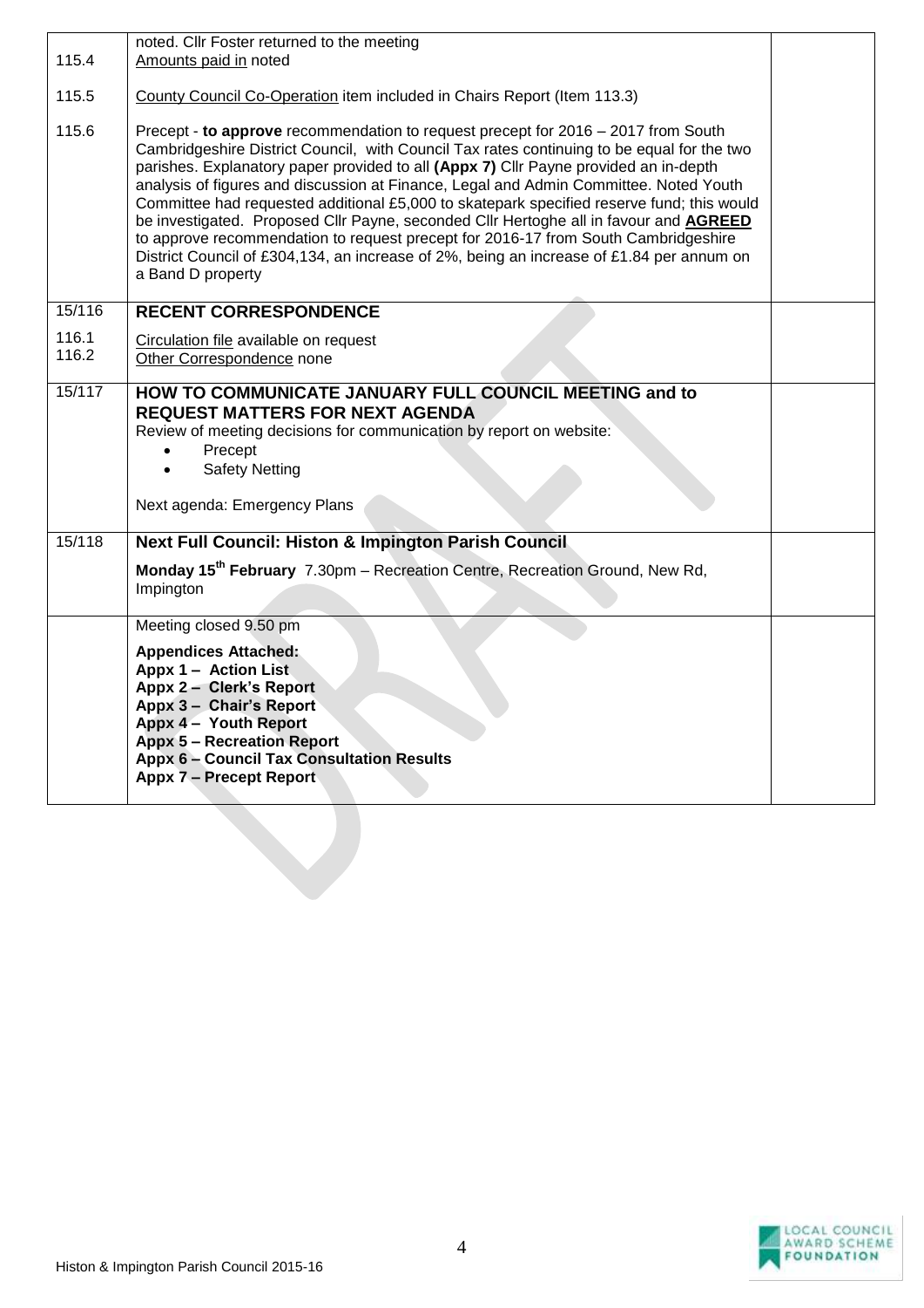| | | |
|---|---|---|
| 115.4 | noted. Cllr Foster returned to the meeting<br>Amounts paid in noted | |
| 115.5 | County Council Co-Operation item included in Chairs Report (Item 113.3) | |
| 115.6 | Precept - **to approve** recommendation to request precept for 2016 – 2017 from South Cambridgeshire District Council, with Council Tax rates continuing to be equal for the two parishes. Explanatory paper provided to all **(Appx 7)** Cllr Payne provided an in-depth analysis of figures and discussion at Finance, Legal and Admin Committee. Noted Youth Committee had requested additional £5,000 to skatepark specified reserve fund; this would be investigated. Proposed Cllr Payne, seconded Cllr Hertoghe all in favour and **AGREED** to approve recommendation to request precept for 2016-17 from South Cambridgeshire District Council of £304,134, an increase of 2%, being an increase of £1.84 per annum on a Band D property | |
| 15/116<br>116.1<br>116.2 | **RECENT CORRESPONDENCE**<br>Circulation file available on request<br>Other Correspondence none | |
| 15/117 | **HOW TO COMMUNICATE JANUARY FULL COUNCIL MEETING and to REQUEST MATTERS FOR NEXT AGENDA**<br>Review of meeting decisions for communication by report on website:<br>• Precept<br>• Safety Netting<br><br>Next agenda: Emergency Plans | |
| 15/118 | **Next Full Council: Histon & Impington Parish Council**<br>**Monday 15th February** 7.30pm – Recreation Centre, Recreation Ground, New Rd, Impington | |
| | Meeting closed 9.50 pm<br><br>**Appendices Attached:**<br>**Appx 1 – Action List**<br>**Appx 2 – Clerk's Report**<br>**Appx 3 – Chair's Report**<br>**Appx 4 – Youth Report**<br>**Appx 5 – Recreation Report**<br>**Appx 6 – Council Tax Consultation Results**<br>**Appx 7 – Precept Report** | |